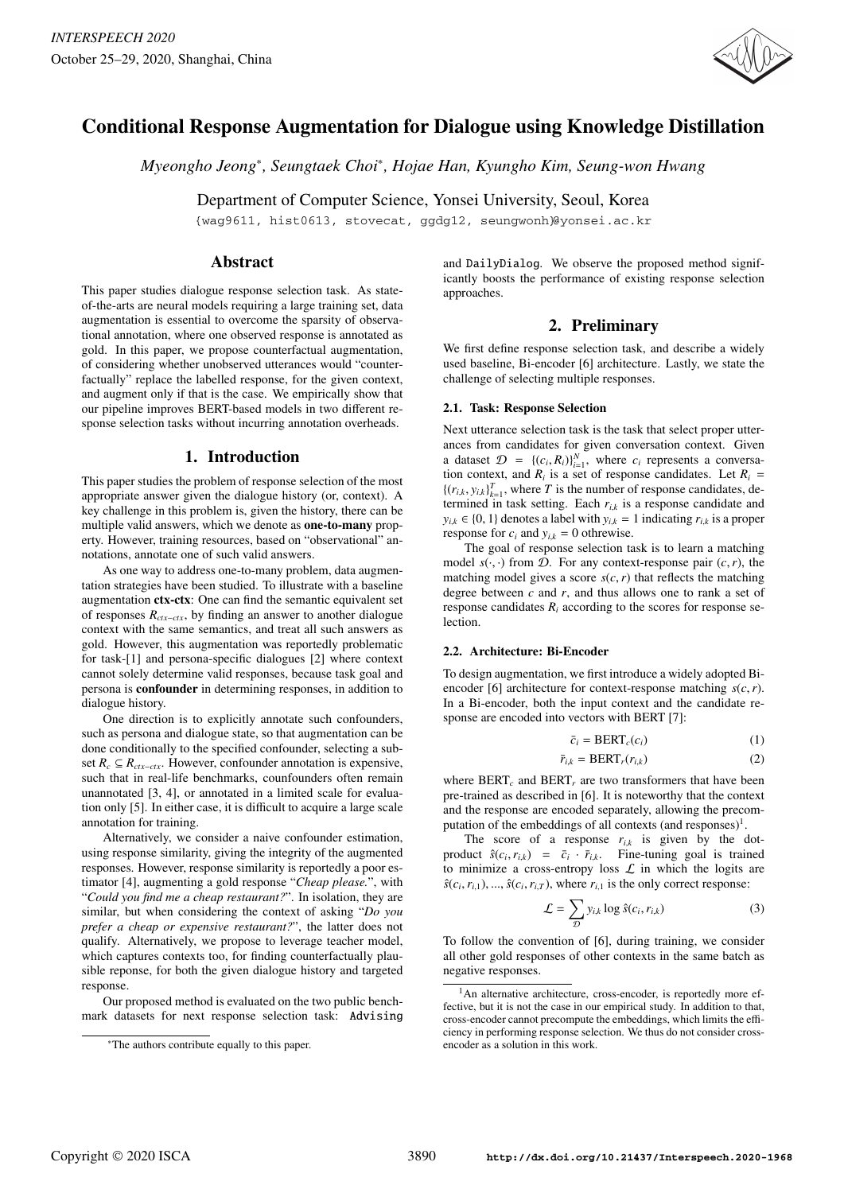# Conditional Response Augmentation for Dialogue using Knowledge Distillation

*Myeongho Jeong*\*, *Seungtaek Choi*\*, *Hojae Han, Kyungho Kim, Seung-won Hwang*

Department of Computer Science, Yonsei University, Seoul, Korea

{wag9611, hist0613, stovecat, ggdg12, seungwonh}@yonsei.ac.kr

## Abstract

This paper studies dialogue response selection task. As state-of-the-arts are neural models requiring a large training set, data augmentation is essential to overcome the sparsity of observational annotation, where one observed response is annotated as gold. In this paper, we propose counterfactual augmentation, of considering whether unobserved utterances would "counterfactually" replace the labelled response, for the given context, and augment only if that is the case. We empirically show that our pipeline improves BERT-based models in two different response selection tasks without incurring annotation overheads.

## 1. Introduction

This paper studies the problem of response selection of the most appropriate answer given the dialogue history (or, context). A key challenge in this problem is, given the history, there can be multiple valid answers, which we denote as **one-to-many** property. However, training resources, based on "observational" annotations, annotate one of such valid answers.

As one way to address one-to-many problem, data augmentation strategies have been studied. To illustrate with a baseline augmentation **ctx-ctx**: One can find the semantic equivalent set of responses $R_{ctx-ctx}$, by finding an answer to another dialogue context with the same semantics, and treat all such answers as gold. However, this augmentation was reportedly problematic for task-[1] and persona-specific dialogues [2] where context cannot solely determine valid responses, because task goal and persona is **confounder** in determining responses, in addition to dialogue history.

One direction is to explicitly annotate such confounders, such as persona and dialogue state, so that augmentation can be done conditionally to the specified confounder, selecting a subset $R_c \subseteq R_{ctx-ctx}$. However, confounder annotation is expensive, such that in real-life benchmarks, counfounders often remain unannotated [3, 4], or annotated in a limited scale for evaluation only [5]. In either case, it is difficult to acquire a large scale annotation for training.

Alternatively, we consider a naive confounder estimation, using response similarity, giving the integrity of the augmented responses. However, response similarity is reportedly a poor estimator [4], augmenting a gold response "*Cheap please.*", with "*Could you find me a cheap restaurant?*". In isolation, they are similar, but when considering the context of asking "*Do you prefer a cheap or expensive restaurant?*", the latter does not qualify. Alternatively, we propose to leverage teacher model, which captures contexts too, for finding counterfactually plausible reponse, for both the given dialogue history and targeted response.

Our proposed method is evaluated on the two public benchmark datasets for next response selection task: `Advising` and `DailyDialog`. We observe the proposed method significantly boosts the performance of existing response selection approaches.

## 2. Preliminary

We first define response selection task, and describe a widely used baseline, Bi-encoder [6] architecture. Lastly, we state the challenge of selecting multiple responses.

### 2.1. Task: Response Selection

Next utterance selection task is the task that select proper utterances from candidates for given conversation context. Given a dataset $\mathcal{D} = \{(c_i, R_i)\}_{i=1}^N$, where $c_i$ represents a conversation context, and $R_i$ is a set of response candidates. Let $R_i = \{(r_{i,k}, y_{i,k})\}_{k=1}^T$, where $T$ is the number of response candidates, determined in task setting. Each $r_{i,k}$ is a response candidate and $y_{i,k} \in \{0, 1\}$ denotes a label with $y_{i,k} = 1$ indicating $r_{i,k}$ is a proper response for $c_i$ and $y_{i,k} = 0$ othrewise.

The goal of response selection task is to learn a matching model $s(\cdot, \cdot)$ from $\mathcal{D}$. For any context-response pair $(c, r)$, the matching model gives a score $s(c, r)$ that reflects the matching degree between $c$ and $r$, and thus allows one to rank a set of response candidates $R_i$ according to the scores for response selection.

### 2.2. Architecture: Bi-Encoder

To design augmentation, we first introduce a widely adopted Bi-encoder [6] architecture for context-response matching $s(c, r)$. In a Bi-encoder, both the input context and the candidate response are encoded into vectors with BERT [7]:

$$\bar{c}_i = \mathrm{BERT}_c(c_i) \tag{1}$$

$$\bar{r}_{i,k} = \mathrm{BERT}_r(r_{i,k}) \tag{2}$$

where $\mathrm{BERT}_c$ and $\mathrm{BERT}_r$ are two transformers that have been pre-trained as described in [6]. It is noteworthy that the context and the response are encoded separately, allowing the precomputation of the embeddings of all contexts (and responses)[1].

The score of a response $r_{i,k}$ is given by the dot-product $\hat{s}(c_i, r_{i,k}) = \bar{c}_i \cdot \bar{r}_{i,k}$. Fine-tuning goal is trained to minimize a cross-entropy loss $\mathcal{L}$ in which the logits are $\hat{s}(c_i, r_{i,1}), ..., \hat{s}(c_i, r_{i,T})$, where $r_{i,1}$ is the only correct response:

$$\mathcal{L} = \sum_{\mathcal{D}} y_{i,k} \log \hat{s}(c_i, r_{i,k}) \tag{3}$$

To follow the convention of [6], during training, we consider all other gold responses of other contexts in the same batch as negative responses.

\*The authors contribute equally to this paper.

[1]An alternative architecture, cross-encoder, is reportedly more effective, but it is not the case in our empirical study. In addition to that, cross-encoder cannot precompute the embeddings, which limits the efficiency in performing response selection. We thus do not consider cross-encoder as a solution in this work.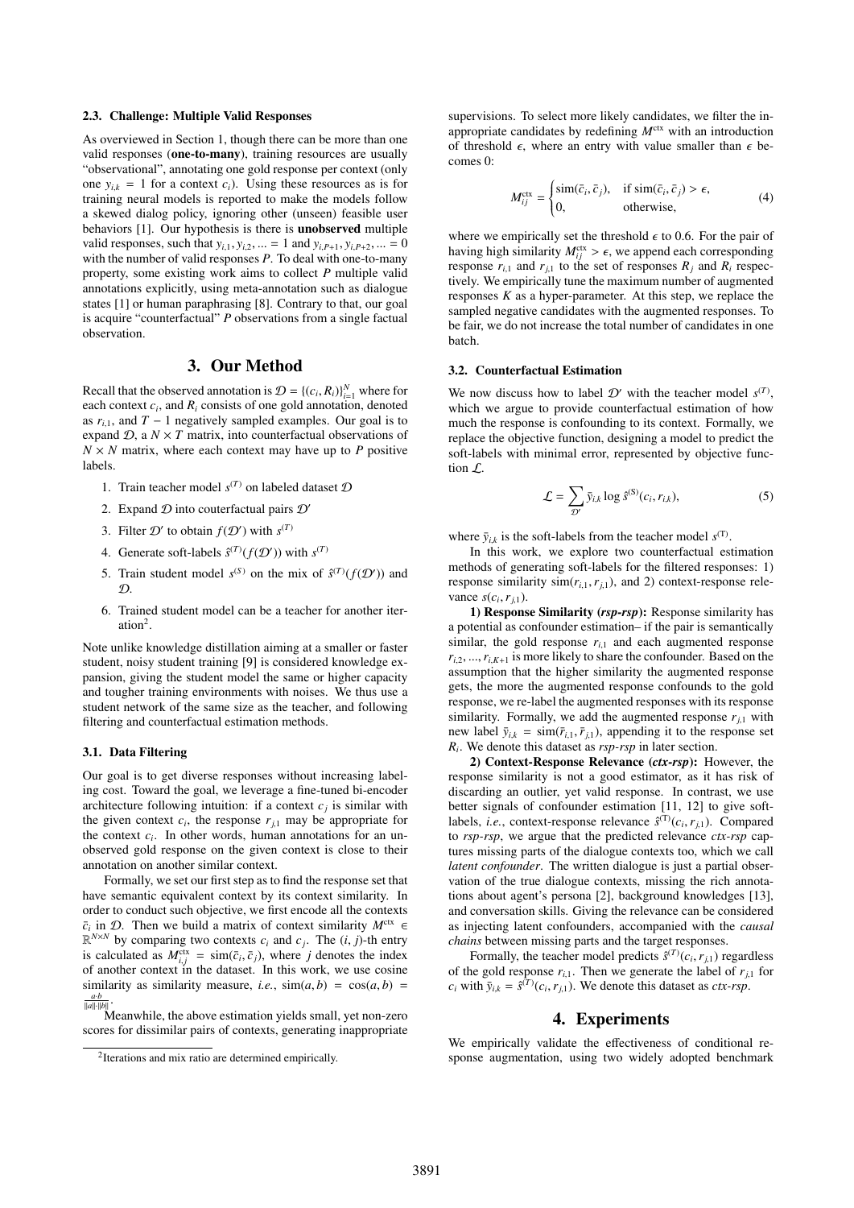### 2.3. Challenge: Multiple Valid Responses

As overviewed in Section 1, though there can be more than one valid responses (**one-to-many**), training resources are usually "observational", annotating one gold response per context (only one $y_{i,k} = 1$ for a context $c_i$). Using these resources as is for training neural models is reported to make the models follow a skewed dialog policy, ignoring other (unseen) feasible user behaviors [1]. Our hypothesis is there is **unobserved** multiple valid responses, such that $y_{i,1}, y_{i,2}, ... = 1$ and $y_{i,P+1}, y_{i,P+2}, ... = 0$ with the number of valid responses $P$. To deal with one-to-many property, some existing work aims to collect $P$ multiple valid annotations explicitly, using meta-annotation such as dialogue states [1] or human paraphrasing [8]. Contrary to that, our goal is acquire "counterfactual" $P$ observations from a single factual observation.

## 3. Our Method

Recall that the observed annotation is $\mathcal{D} = \{(c_i, R_i)\}_{i=1}^N$ where for each context $c_i$, and $R_i$ consists of one gold annotation, denoted as $r_{i,1}$, and $T-1$ negatively sampled examples. Our goal is to expand $\mathcal{D}$, a $N \times T$ matrix, into counterfactual observations of $N \times N$ matrix, where each context may have up to $P$ positive labels.

1. Train teacher model $s^{(T)}$ on labeled dataset $\mathcal{D}$
2. Expand $\mathcal{D}$ into couterfactual pairs $\mathcal{D}'$
3. Filter $\mathcal{D}'$ to obtain $f(\mathcal{D}')$ with $s^{(T)}$
4. Generate soft-labels $\hat{s}^{(T)}(f(\mathcal{D}'))$ with $s^{(T)}$
5. Train student model $s^{(S)}$ on the mix of $\hat{s}^{(T)}(f(\mathcal{D}'))$ and $\mathcal{D}$.
6. Trained student model can be a teacher for another iteration[2].

Note unlike knowledge distillation aiming at a smaller or faster student, noisy student training [9] is considered knowledge expansion, giving the student model the same or higher capacity and tougher training environments with noises. We thus use a student network of the same size as the teacher, and following filtering and counterfactual estimation methods.

### 3.1. Data Filtering

Our goal is to get diverse responses without increasing labeling cost. Toward the goal, we leverage a fine-tuned bi-encoder architecture following intuition: if a context $c_j$ is similar with the given context $c_i$, the response $r_{j,1}$ may be appropriate for the context $c_i$. In other words, human annotations for an unobserved gold response on the given context is close to their annotation on another similar context.

Formally, we set our first step as to find the response set that have semantic equivalent context by its context similarity. In order to conduct such objective, we first encode all the contexts $\bar{c}_i$ in $\mathcal{D}$. Then we build a matrix of context similarity $M^{\text{ctx}} \in \mathbb{R}^{N \times N}$ by comparing two contexts $c_i$ and $c_j$. The $(i, j)$-th entry is calculated as $M^{\text{ctx}}_{i,j} = \text{sim}(\bar{c}_i, \bar{c}_j)$, where $j$ denotes the index of another context in the dataset. In this work, we use cosine similarity as similarity measure, *i.e.*, $\text{sim}(a, b) = \cos(a, b) = \frac{a \cdot b}{\|a\| \cdot \|b\|}$.

Meanwhile, the above estimation yields small, yet non-zero scores for dissimilar pairs of contexts, generating inappropriate supervisions. To select more likely candidates, we filter the inappropriate candidates by redefining $M^{\text{ctx}}$ with an introduction of threshold $\epsilon$, where an entry with value smaller than $\epsilon$ becomes 0:

$$M^{\text{ctx}}_{ij} = \begin{cases} \text{sim}(\bar{c}_i, \bar{c}_j), & \text{if } \text{sim}(\bar{c}_i, \bar{c}_j) > \epsilon, \\ 0, & \text{otherwise,} \end{cases} \tag{4}$$

where we empirically set the threshold $\epsilon$ to 0.6. For the pair of having high similarity $M^{\text{ctx}}_{ij} > \epsilon$, we append each corresponding response $r_{i,1}$ and $r_{j,1}$ to the set of responses $R_j$ and $R_i$ respectively. We empirically tune the maximum number of augmented responses $K$ as a hyper-parameter. At this step, we replace the sampled negative candidates with the augmented responses. To be fair, we do not increase the total number of candidates in one batch.

### 3.2. Counterfactual Estimation

We now discuss how to label $\mathcal{D}'$ with the teacher model $s^{(T)}$, which we argue to provide counterfactual estimation of how much the response is confounding to its context. Formally, we replace the objective function, designing a model to predict the soft-labels with minimal error, represented by objective function $\mathcal{L}$.

$$\mathcal{L} = \sum_{\mathcal{D}'} \bar{y}_{i,k} \log \hat{s}^{(\text{S})}(c_i, r_{i,k}), \tag{5}$$

where $\bar{y}_{i,k}$ is the soft-labels from the teacher model $s^{(\text{T})}$.

In this work, we explore two counterfactual estimation methods of generating soft-labels for the filtered responses: 1) response similarity $\text{sim}(r_{i,1}, r_{j,1})$, and 2) context-response relevance $s(c_i, r_{j,1})$.

**1) Response Similarity (*rsp-rsp*):** Response similarity has a potential as confounder estimation– if the pair is semantically similar, the gold response $r_{i,1}$ and each augmented response $r_{i,2}, ..., r_{i,K+1}$ is more likely to share the confounder. Based on the assumption that the higher similarity the augmented response gets, the more the augmented response confounds to the gold response, we re-label the augmented responses with its response similarity. Formally, we add the augmented response $r_{j,1}$ with new label $\bar{y}_{i,k} = \text{sim}(\bar{r}_{i,1}, \bar{r}_{j,1})$, appending it to the response set $R_i$. We denote this dataset as *rsp-rsp* in later section.

**2) Context-Response Relevance (*ctx-rsp*):** However, the response similarity is not a good estimator, as it has risk of discarding an outlier, yet valid response. In contrast, we use better signals of confounder estimation [11, 12] to give soft-labels, *i.e.*, context-response relevance $\hat{s}^{(\text{T})}(c_i, r_{j,1})$. Compared to *rsp-rsp*, we argue that the predicted relevance *ctx-rsp* captures missing parts of the dialogue contexts too, which we call *latent confounder*. The written dialogue is just a partial observation of the true dialogue contexts, missing the rich annotations about agent's persona [2], background knowledges [13], and conversation skills. Giving the relevance can be considered as injecting latent confounders, accompanied with the *causal chains* between missing parts and the target responses.

Formally, the teacher model predicts $\hat{s}^{(\text{T})}(c_i, r_{j,1})$ regardless of the gold response $r_{i,1}$. Then we generate the label of $r_{j,1}$ for $c_i$ with $\bar{y}_{i,k} = \hat{s}^{(T)}(c_i, r_{j,1})$. We denote this dataset as *ctx-rsp*.

## 4. Experiments

We empirically validate the effectiveness of conditional response augmentation, using two widely adopted benchmark

[2] Iterations and mix ratio are determined empirically.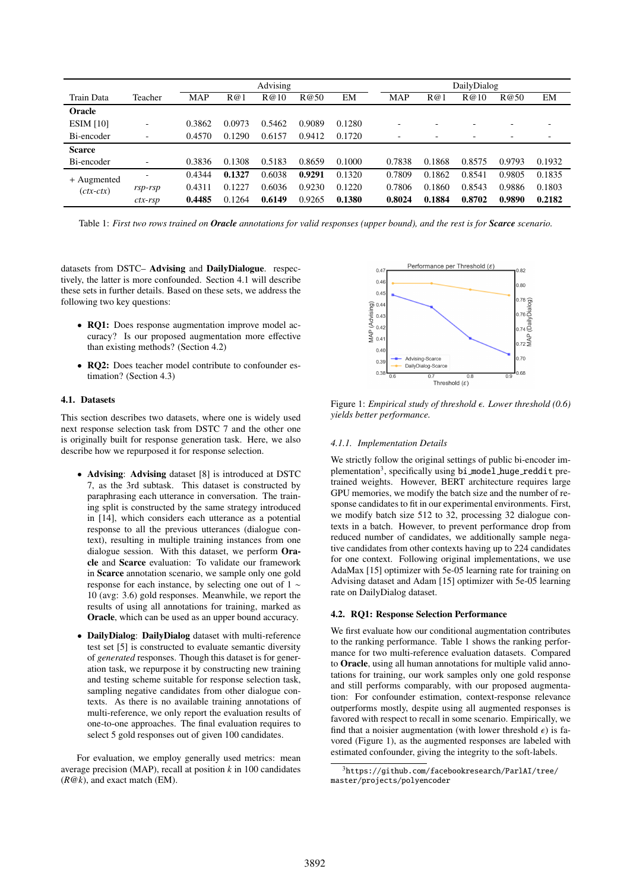| Train Data | Teacher | Advising | | | | | DailyDialog | | | | |
|---|---|---|---|---|---|---|---|---|---|---|---|
| | | MAP | R@1 | R@10 | R@50 | EM | MAP | R@1 | R@10 | R@50 | EM |
| **Oracle** | | | | | | | | | | | |
| ESIM [10] | - | 0.3862 | 0.0973 | 0.5462 | 0.9089 | 0.1280 | - | - | - | - | - |
| Bi-encoder | - | 0.4570 | 0.1290 | 0.6157 | 0.9412 | 0.1720 | - | - | - | - | - |
| **Scarce** | | | | | | | | | | | |
| Bi-encoder | - | 0.3836 | 0.1308 | 0.5183 | 0.8659 | 0.1000 | 0.7838 | 0.1868 | 0.8575 | 0.9793 | 0.1932 |
| + Augmented (*ctx-ctx*) | - | 0.4344 | **0.1327** | 0.6038 | **0.9291** | 0.1320 | 0.7809 | 0.1862 | 0.8541 | 0.9805 | 0.1835 |
| | *rsp-rsp* | 0.4311 | 0.1227 | 0.6036 | 0.9230 | 0.1220 | 0.7806 | 0.1860 | 0.8543 | 0.9886 | 0.1803 |
| | *ctx-rsp* | **0.4485** | 0.1264 | **0.6149** | 0.9265 | **0.1380** | **0.8024** | **0.1884** | **0.8702** | **0.9890** | **0.2182** |

Table 1: *First two rows trained on* ***Oracle*** *annotations for valid responses (upper bound), and the rest is for* ***Scarce*** *scenario.*

datasets from DSTC– **Advising** and **DailyDialogue**. respectively, the latter is more confounded. Section 4.1 will describe these sets in further details. Based on these sets, we address the following two key questions:

- **RQ1:** Does response augmentation improve model accuracy? Is our proposed augmentation more effective than existing methods? (Section 4.2)
- **RQ2:** Does teacher model contribute to confounder estimation? (Section 4.3)

### 4.1. Datasets

This section describes two datasets, where one is widely used next response selection task from DSTC 7 and the other one is originally built for response generation task. Here, we also describe how we repurposed it for response selection.

- **Advising**: **Advising** dataset [8] is introduced at DSTC 7, as the 3rd subtask. This dataset is constructed by paraphrasing each utterance in conversation. The training split is constructed by the same strategy introduced in [14], which considers each utterance as a potential response to all the previous utterances (dialogue context), resulting in multiple training instances from one dialogue session. With this dataset, we perform **Oracle** and **Scarce** evaluation: To validate our framework in **Scarce** annotation scenario, we sample only one gold response for each instance, by selecting one out of 1 ∼ 10 (avg: 3.6) gold responses. Meanwhile, we report the results of using all annotations for training, marked as **Oracle**, which can be used as an upper bound accuracy.
- **DailyDialog**: **DailyDialog** dataset with multi-reference test set [5] is constructed to evaluate semantic diversity of *generated* responses. Though this dataset is for generation task, we repurpose it by constructing new training and testing scheme suitable for response selection task, sampling negative candidates from other dialogue contexts. As there is no available training annotations of multi-reference, we only report the evaluation results of one-to-one approaches. The final evaluation requires to select 5 gold responses out of given 100 candidates.

For evaluation, we employ generally used metrics: mean average precision (MAP), recall at position $k$ in 100 candidates ($R@k$), and exact match (EM).

Figure 1: *Empirical study of threshold $\epsilon$. Lower threshold (0.6) yields better performance.*

#### 4.1.1. Implementation Details

We strictly follow the original settings of public bi-encoder implementation[3], specifically using `bi_model_huge_reddit` pretrained weights. However, BERT architecture requires large GPU memories, we modify the batch size and the number of response candidates to fit in our experimental environments. First, we modify batch size 512 to 32, processing 32 dialogue contexts in a batch. However, to prevent performance drop from reduced number of candidates, we additionally sample negative candidates from other contexts having up to 224 candidates for one context. Following original implementations, we use AdaMax [15] optimizer with 5e-05 learning rate for training on Advising dataset and Adam [15] optimizer with 5e-05 learning rate on DailyDialog dataset.

### 4.2. RQ1: Response Selection Performance

We first evaluate how our conditional augmentation contributes to the ranking performance. Table 1 shows the ranking performance for two multi-reference evaluation datasets. Compared to **Oracle**, using all human annotations for multiple valid annotations for training, our work samples only one gold response and still performs comparably, with our proposed augmentation: For confounder estimation, context-response relevance outperforms mostly, despite using all augmented responses is favored with respect to recall in some scenario. Empirically, we find that a noisier augmentation (with lower threshold $\epsilon$) is favored (Figure 1), as the augmented responses are labeled with estimated confounder, giving the integrity to the soft-labels.

[3] `https://github.com/facebookresearch/ParlAI/tree/master/projects/polyencoder`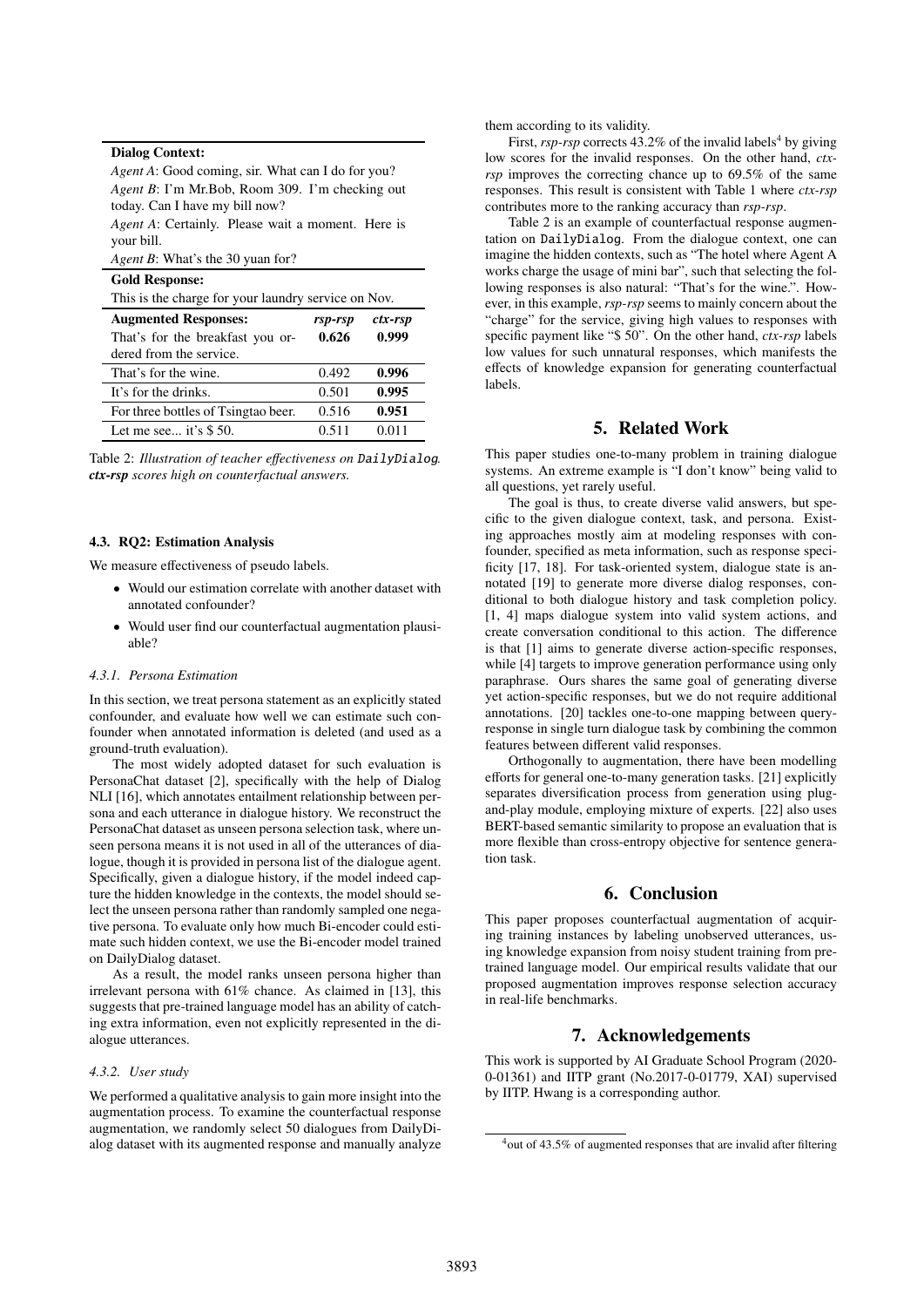| Dialog Context: | | |
|---|---|---|
| *Agent A*: Good coming, sir. What can I do for you? *Agent B*: I'm Mr.Bob, Room 309. I'm checking out today. Can I have my bill now? *Agent A*: Certainly. Please wait a moment. Here is your bill. *Agent B*: What's the 30 yuan for? | | |
| **Gold Response:** | | |
| This is the charge for your laundry service on Nov. | | |
| **Augmented Responses:** | ***rsp-rsp*** | ***ctx-rsp*** |
| That's for the breakfast you ordered from the service. | **0.626** | **0.999** |
| That's for the wine. | 0.492 | **0.996** |
| It's for the drinks. | 0.501 | **0.995** |
| For three bottles of Tsingtao beer. | 0.516 | **0.951** |
| Let me see... it's $ 50. | 0.511 | 0.011 |

Table 2: *Illustration of teacher effectiveness on* `DailyDialog`*.* ***ctx-rsp*** *scores high on counterfactual answers.*

### 4.3. RQ2: Estimation Analysis

We measure effectiveness of pseudo labels.

- Would our estimation correlate with another dataset with annotated confounder?
- Would user find our counterfactual augmentation plausible?

#### *4.3.1. Persona Estimation*

In this section, we treat persona statement as an explicitly stated confounder, and evaluate how well we can estimate such confounder when annotated information is deleted (and used as a ground-truth evaluation).

The most widely adopted dataset for such evaluation is PersonaChat dataset [2], specifically with the help of Dialog NLI [16], which annotates entailment relationship between persona and each utterance in dialogue history. We reconstruct the PersonaChat dataset as unseen persona selection task, where unseen persona means it is not used in all of the utterances of dialogue, though it is provided in persona list of the dialogue agent. Specifically, given a dialogue history, if the model indeed capture the hidden knowledge in the contexts, the model should select the unseen persona rather than randomly sampled one negative persona. To evaluate only how much Bi-encoder could estimate such hidden context, we use the Bi-encoder model trained on DailyDialog dataset.

As a result, the model ranks unseen persona higher than irrelevant persona with 61% chance. As claimed in [13], this suggests that pre-trained language model has an ability of catching extra information, even not explicitly represented in the dialogue utterances.

#### *4.3.2. User study*

We performed a qualitative analysis to gain more insight into the augmentation process. To examine the counterfactual response augmentation, we randomly select 50 dialogues from DailyDialog dataset with its augmented response and manually analyze them according to its validity.

First, *rsp-rsp* corrects 43.2% of the invalid labels[4] by giving low scores for the invalid responses. On the other hand, *ctx-rsp* improves the correcting chance up to 69.5% of the same responses. This result is consistent with Table 1 where *ctx-rsp* contributes more to the ranking accuracy than *rsp-rsp*.

Table 2 is an example of counterfactual response augmentation on `DailyDialog`. From the dialogue context, one can imagine the hidden contexts, such as "The hotel where Agent A works charge the usage of mini bar", such that selecting the following responses is also natural: "That's for the wine.". However, in this example, *rsp-rsp* seems to mainly concern about the "charge" for the service, giving high values to responses with specific payment like "$ 50". On the other hand, *ctx-rsp* labels low values for such unnatural responses, which manifests the effects of knowledge expansion for generating counterfactual labels.

## 5. Related Work

This paper studies one-to-many problem in training dialogue systems. An extreme example is "I don't know" being valid to all questions, yet rarely useful.

The goal is thus, to create diverse valid answers, but specific to the given dialogue context, task, and persona. Existing approaches mostly aim at modeling responses with confounder, specified as meta information, such as response specificity [17, 18]. For task-oriented system, dialogue state is annotated [19] to generate more diverse dialog responses, conditional to both dialogue history and task completion policy. [1, 4] maps dialogue system into valid system actions, and create conversation conditional to this action. The difference is that [1] aims to generate diverse action-specific responses, while [4] targets to improve generation performance using only paraphrase. Ours shares the same goal of generating diverse yet action-specific responses, but we do not require additional annotations. [20] tackles one-to-one mapping between query-response in single turn dialogue task by combining the common features between different valid responses.

Orthogonally to augmentation, there have been modelling efforts for general one-to-many generation tasks. [21] explicitly separates diversification process from generation using plug-and-play module, employing mixture of experts. [22] also uses BERT-based semantic similarity to propose an evaluation that is more flexible than cross-entropy objective for sentence generation task.

## 6. Conclusion

This paper proposes counterfactual augmentation of acquiring training instances by labeling unobserved utterances, using knowledge expansion from noisy student training from pretrained language model. Our empirical results validate that our proposed augmentation improves response selection accuracy in real-life benchmarks.

## 7. Acknowledgements

This work is supported by AI Graduate School Program (2020-0-01361) and IITP grant (No.2017-0-01779, XAI) supervised by IITP. Hwang is a corresponding author.

[4] out of 43.5% of augmented responses that are invalid after filtering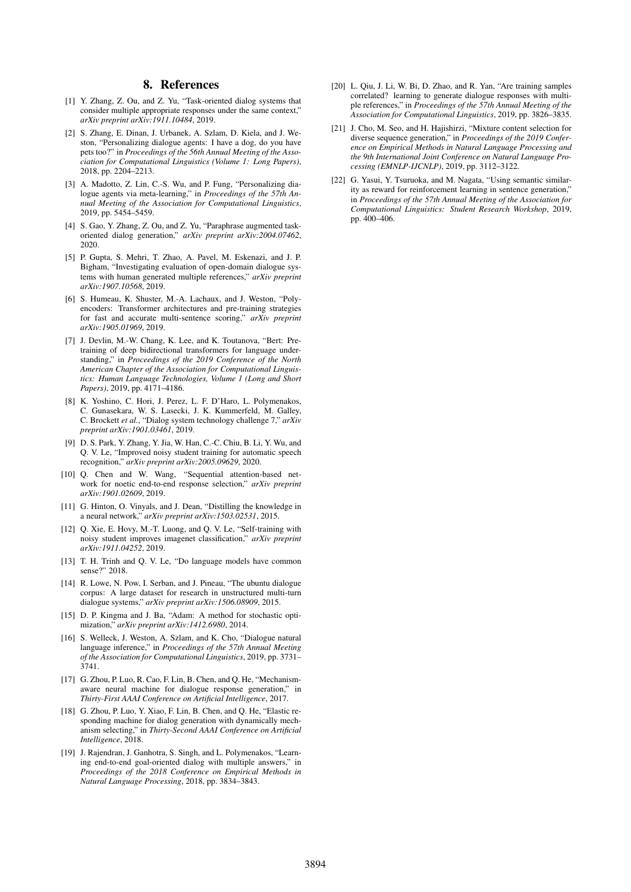## 8. References

[1] Y. Zhang, Z. Ou, and Z. Yu, "Task-oriented dialog systems that consider multiple appropriate responses under the same context," *arXiv preprint arXiv:1911.10484*, 2019.

[2] S. Zhang, E. Dinan, J. Urbanek, A. Szlam, D. Kiela, and J. Weston, "Personalizing dialogue agents: I have a dog, do you have pets too?" in *Proceedings of the 56th Annual Meeting of the Association for Computational Linguistics (Volume 1: Long Papers)*, 2018, pp. 2204–2213.

[3] A. Madotto, Z. Lin, C.-S. Wu, and P. Fung, "Personalizing dialogue agents via meta-learning," in *Proceedings of the 57th Annual Meeting of the Association for Computational Linguistics*, 2019, pp. 5454–5459.

[4] S. Gao, Y. Zhang, Z. Ou, and Z. Yu, "Paraphrase augmented task-oriented dialog generation," *arXiv preprint arXiv:2004.07462*, 2020.

[5] P. Gupta, S. Mehri, T. Zhao, A. Pavel, M. Eskenazi, and J. P. Bigham, "Investigating evaluation of open-domain dialogue systems with human generated multiple references," *arXiv preprint arXiv:1907.10568*, 2019.

[6] S. Humeau, K. Shuster, M.-A. Lachaux, and J. Weston, "Poly-encoders: Transformer architectures and pre-training strategies for fast and accurate multi-sentence scoring," *arXiv preprint arXiv:1905.01969*, 2019.

[7] J. Devlin, M.-W. Chang, K. Lee, and K. Toutanova, "Bert: Pre-training of deep bidirectional transformers for language understanding," in *Proceedings of the 2019 Conference of the North American Chapter of the Association for Computational Linguistics: Human Language Technologies, Volume 1 (Long and Short Papers)*, 2019, pp. 4171–4186.

[8] K. Yoshino, C. Hori, J. Perez, L. F. D'Haro, L. Polymenakos, C. Gunasekara, W. S. Lasecki, J. K. Kummerfeld, M. Galley, C. Brockett *et al.*, "Dialog system technology challenge 7," *arXiv preprint arXiv:1901.03461*, 2019.

[9] D. S. Park, Y. Zhang, Y. Jia, W. Han, C.-C. Chiu, B. Li, Y. Wu, and Q. V. Le, "Improved noisy student training for automatic speech recognition," *arXiv preprint arXiv:2005.09629*, 2020.

[10] Q. Chen and W. Wang, "Sequential attention-based network for noetic end-to-end response selection," *arXiv preprint arXiv:1901.02609*, 2019.

[11] G. Hinton, O. Vinyals, and J. Dean, "Distilling the knowledge in a neural network," *arXiv preprint arXiv:1503.02531*, 2015.

[12] Q. Xie, E. Hovy, M.-T. Luong, and Q. V. Le, "Self-training with noisy student improves imagenet classification," *arXiv preprint arXiv:1911.04252*, 2019.

[13] T. H. Trinh and Q. V. Le, "Do language models have common sense?" 2018.

[14] R. Lowe, N. Pow, I. Serban, and J. Pineau, "The ubuntu dialogue corpus: A large dataset for research in unstructured multi-turn dialogue systems," *arXiv preprint arXiv:1506.08909*, 2015.

[15] D. P. Kingma and J. Ba, "Adam: A method for stochastic optimization," *arXiv preprint arXiv:1412.6980*, 2014.

[16] S. Welleck, J. Weston, A. Szlam, and K. Cho, "Dialogue natural language inference," in *Proceedings of the 57th Annual Meeting of the Association for Computational Linguistics*, 2019, pp. 3731–3741.

[17] G. Zhou, P. Luo, R. Cao, F. Lin, B. Chen, and Q. He, "Mechanism-aware neural machine for dialogue response generation," in *Thirty-First AAAI Conference on Artificial Intelligence*, 2017.

[18] G. Zhou, P. Luo, Y. Xiao, F. Lin, B. Chen, and Q. He, "Elastic responding machine for dialog generation with dynamically mechanism selecting," in *Thirty-Second AAAI Conference on Artificial Intelligence*, 2018.

[19] J. Rajendran, J. Ganhotra, S. Singh, and L. Polymenakos, "Learning end-to-end goal-oriented dialog with multiple answers," in *Proceedings of the 2018 Conference on Empirical Methods in Natural Language Processing*, 2018, pp. 3834–3843.

[20] L. Qiu, J. Li, W. Bi, D. Zhao, and R. Yan, "Are training samples correlated? learning to generate dialogue responses with multiple references," in *Proceedings of the 57th Annual Meeting of the Association for Computational Linguistics*, 2019, pp. 3826–3835.

[21] J. Cho, M. Seo, and H. Hajishirzi, "Mixture content selection for diverse sequence generation," in *Proceedings of the 2019 Conference on Empirical Methods in Natural Language Processing and the 9th International Joint Conference on Natural Language Processing (EMNLP-IJCNLP)*, 2019, pp. 3112–3122.

[22] G. Yasui, Y. Tsuruoka, and M. Nagata, "Using semantic similarity as reward for reinforcement learning in sentence generation," in *Proceedings of the 57th Annual Meeting of the Association for Computational Linguistics: Student Research Workshop*, 2019, pp. 400–406.